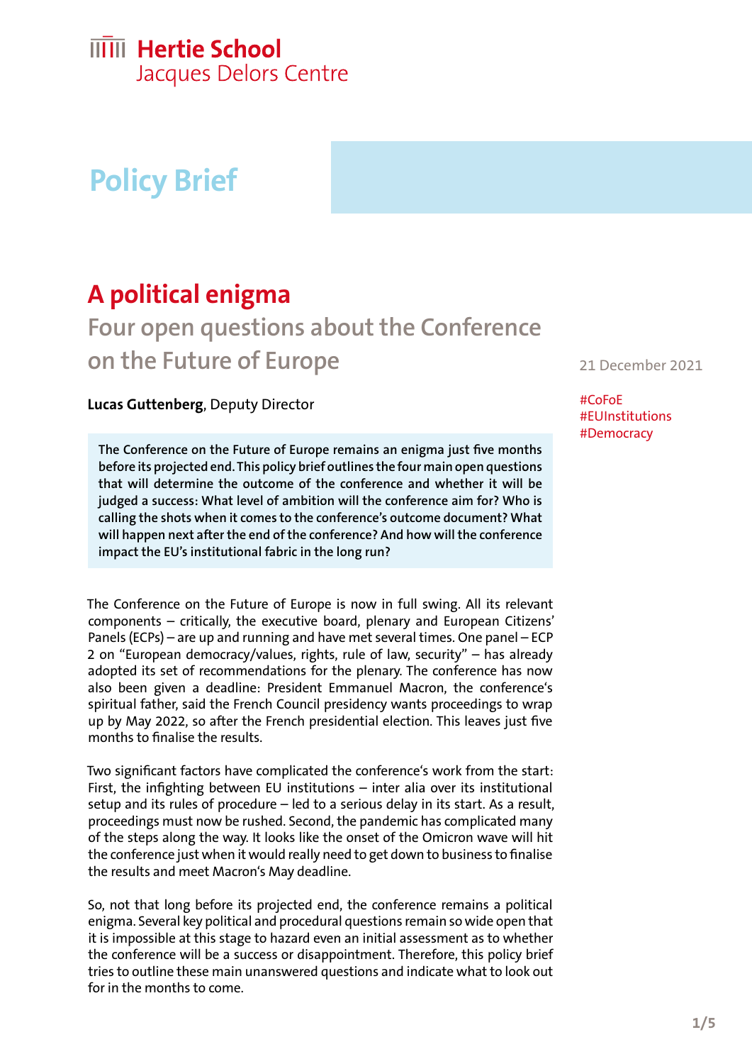Hertie School
Jacques Delors Centre

# Policy Brief

# A political enigma

## Four open questions about the Conference on the Future of Europe

21 December 2021

#CoFoE
#EUInstitutions
#Democracy

**Lucas Guttenberg**, Deputy Director

**The Conference on the Future of Europe remains an enigma just five months before its projected end. This policy brief outlines the four main open questions that will determine the outcome of the conference and whether it will be judged a success: What level of ambition will the conference aim for? Who is calling the shots when it comes to the conference's outcome document? What will happen next after the end of the conference? And how will the conference impact the EU's institutional fabric in the long run?**

The Conference on the Future of Europe is now in full swing. All its relevant components – critically, the executive board, plenary and European Citizens' Panels (ECPs) – are up and running and have met several times. One panel – ECP 2 on "European democracy/values, rights, rule of law, security" – has already adopted its set of recommendations for the plenary. The conference has now also been given a deadline: President Emmanuel Macron, the conference's spiritual father, said the French Council presidency wants proceedings to wrap up by May 2022, so after the French presidential election. This leaves just five months to finalise the results.

Two significant factors have complicated the conference's work from the start: First, the infighting between EU institutions – inter alia over its institutional setup and its rules of procedure – led to a serious delay in its start. As a result, proceedings must now be rushed. Second, the pandemic has complicated many of the steps along the way. It looks like the onset of the Omicron wave will hit the conference just when it would really need to get down to business to finalise the results and meet Macron's May deadline.

So, not that long before its projected end, the conference remains a political enigma. Several key political and procedural questions remain so wide open that it is impossible at this stage to hazard even an initial assessment as to whether the conference will be a success or disappointment. Therefore, this policy brief tries to outline these main unanswered questions and indicate what to look out for in the months to come.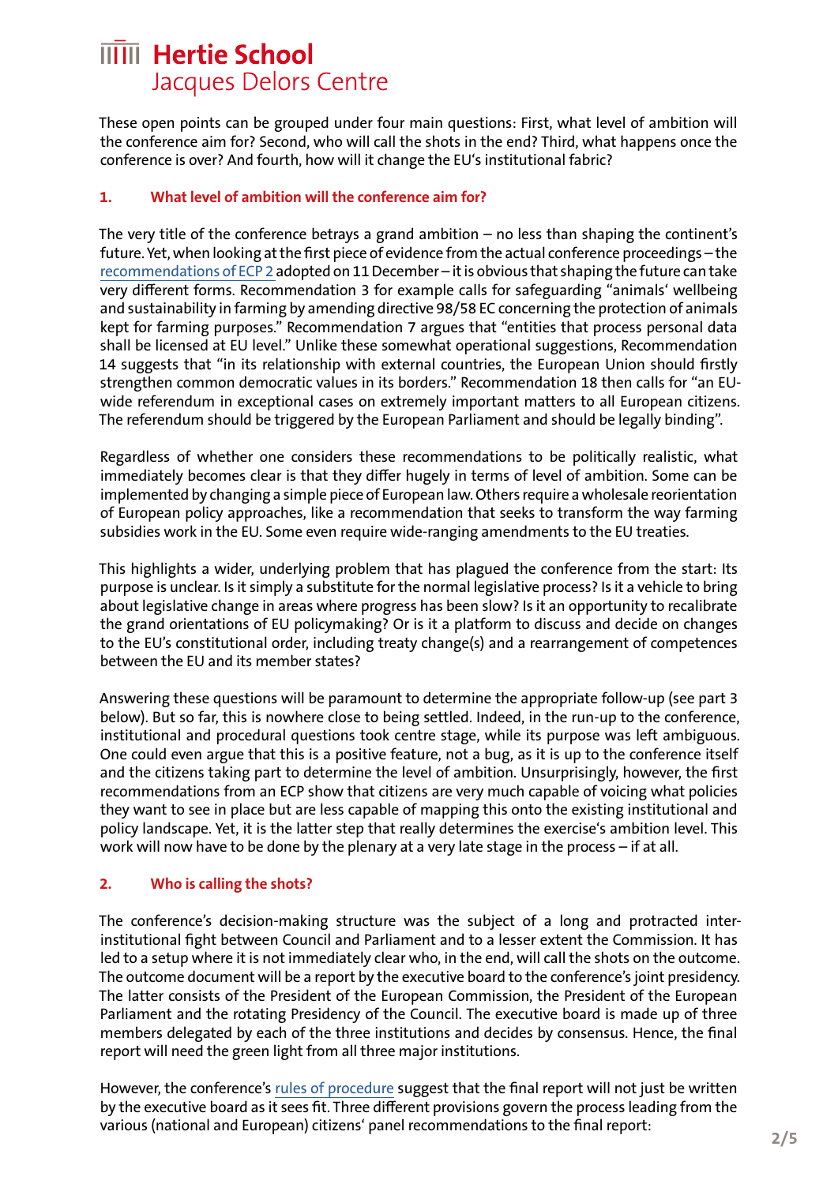These open points can be grouped under four main questions: First, what level of ambition will the conference aim for? Second, who will call the shots in the end? Third, what happens once the conference is over? And fourth, how will it change the EU's institutional fabric?

## 1. What level of ambition will the conference aim for?

The very title of the conference betrays a grand ambition – no less than shaping the continent's future. Yet, when looking at the first piece of evidence from the actual conference proceedings – the recommendations of ECP 2 adopted on 11 December – it is obvious that shaping the future can take very different forms. Recommendation 3 for example calls for safeguarding "animals' wellbeing and sustainability in farming by amending directive 98/58 EC concerning the protection of animals kept for farming purposes." Recommendation 7 argues that "entities that process personal data shall be licensed at EU level." Unlike these somewhat operational suggestions, Recommendation 14 suggests that "in its relationship with external countries, the European Union should firstly strengthen common democratic values in its borders." Recommendation 18 then calls for "an EU-wide referendum in exceptional cases on extremely important matters to all European citizens. The referendum should be triggered by the European Parliament and should be legally binding".

Regardless of whether one considers these recommendations to be politically realistic, what immediately becomes clear is that they differ hugely in terms of level of ambition. Some can be implemented by changing a simple piece of European law. Others require a wholesale reorientation of European policy approaches, like a recommendation that seeks to transform the way farming subsidies work in the EU. Some even require wide-ranging amendments to the EU treaties.

This highlights a wider, underlying problem that has plagued the conference from the start: Its purpose is unclear. Is it simply a substitute for the normal legislative process? Is it a vehicle to bring about legislative change in areas where progress has been slow? Is it an opportunity to recalibrate the grand orientations of EU policymaking? Or is it a platform to discuss and decide on changes to the EU's constitutional order, including treaty change(s) and a rearrangement of competences between the EU and its member states?

Answering these questions will be paramount to determine the appropriate follow-up (see part 3 below). But so far, this is nowhere close to being settled. Indeed, in the run-up to the conference, institutional and procedural questions took centre stage, while its purpose was left ambiguous. One could even argue that this is a positive feature, not a bug, as it is up to the conference itself and the citizens taking part to determine the level of ambition. Unsurprisingly, however, the first recommendations from an ECP show that citizens are very much capable of voicing what policies they want to see in place but are less capable of mapping this onto the existing institutional and policy landscape. Yet, it is the latter step that really determines the exercise's ambition level. This work will now have to be done by the plenary at a very late stage in the process – if at all.

## 2. Who is calling the shots?

The conference's decision-making structure was the subject of a long and protracted inter-institutional fight between Council and Parliament and to a lesser extent the Commission. It has led to a setup where it is not immediately clear who, in the end, will call the shots on the outcome. The outcome document will be a report by the executive board to the conference's joint presidency. The latter consists of the President of the European Commission, the President of the European Parliament and the rotating Presidency of the Council. The executive board is made up of three members delegated by each of the three institutions and decides by consensus. Hence, the final report will need the green light from all three major institutions.

However, the conference's rules of procedure suggest that the final report will not just be written by the executive board as it sees fit. Three different provisions govern the process leading from the various (national and European) citizens' panel recommendations to the final report: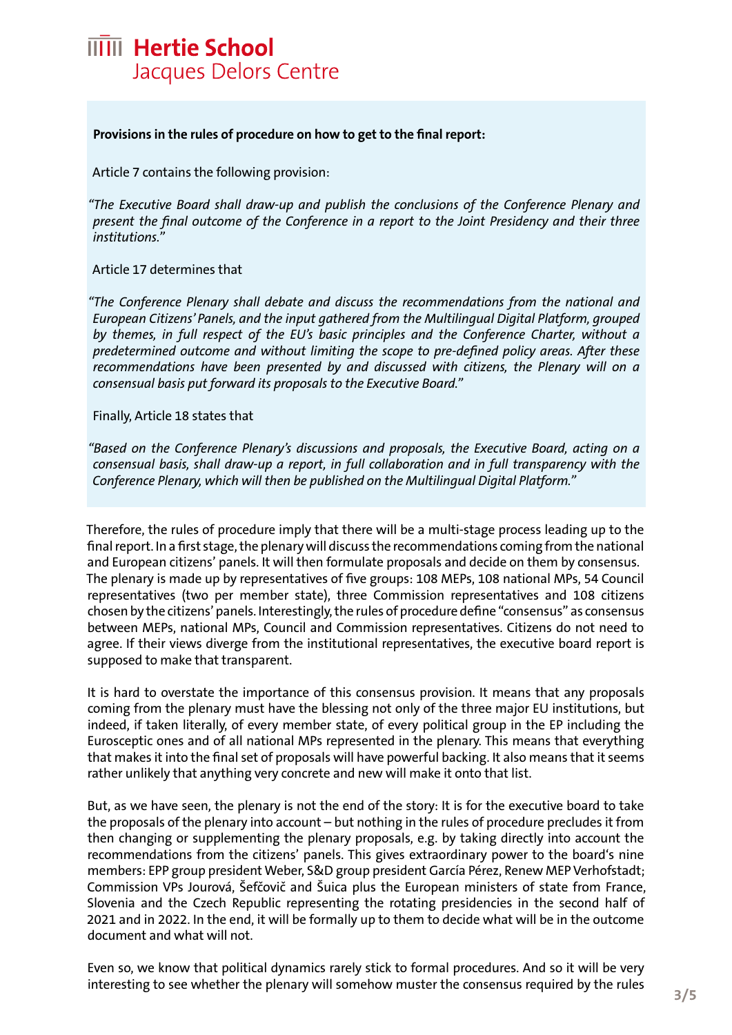**Provisions in the rules of procedure on how to get to the final report:**

Article 7 contains the following provision:

*"The Executive Board shall draw-up and publish the conclusions of the Conference Plenary and present the final outcome of the Conference in a report to the Joint Presidency and their three institutions."*

Article 17 determines that

*"The Conference Plenary shall debate and discuss the recommendations from the national and European Citizens' Panels, and the input gathered from the Multilingual Digital Platform, grouped by themes, in full respect of the EU's basic principles and the Conference Charter, without a predetermined outcome and without limiting the scope to pre-defined policy areas. After these recommendations have been presented by and discussed with citizens, the Plenary will on a consensual basis put forward its proposals to the Executive Board."*

Finally, Article 18 states that

*"Based on the Conference Plenary's discussions and proposals, the Executive Board, acting on a consensual basis, shall draw-up a report, in full collaboration and in full transparency with the Conference Plenary, which will then be published on the Multilingual Digital Platform."*

Therefore, the rules of procedure imply that there will be a multi-stage process leading up to the final report. In a first stage, the plenary will discuss the recommendations coming from the national and European citizens' panels. It will then formulate proposals and decide on them by consensus. The plenary is made up by representatives of five groups: 108 MEPs, 108 national MPs, 54 Council representatives (two per member state), three Commission representatives and 108 citizens chosen by the citizens' panels. Interestingly, the rules of procedure define "consensus" as consensus between MEPs, national MPs, Council and Commission representatives. Citizens do not need to agree. If their views diverge from the institutional representatives, the executive board report is supposed to make that transparent.

It is hard to overstate the importance of this consensus provision. It means that any proposals coming from the plenary must have the blessing not only of the three major EU institutions, but indeed, if taken literally, of every member state, of every political group in the EP including the Eurosceptic ones and of all national MPs represented in the plenary. This means that everything that makes it into the final set of proposals will have powerful backing. It also means that it seems rather unlikely that anything very concrete and new will make it onto that list.

But, as we have seen, the plenary is not the end of the story: It is for the executive board to take the proposals of the plenary into account – but nothing in the rules of procedure precludes it from then changing or supplementing the plenary proposals, e.g. by taking directly into account the recommendations from the citizens' panels. This gives extraordinary power to the board's nine members: EPP group president Weber, S&D group president García Pérez, Renew MEP Verhofstadt; Commission VPs Jourová, Šefčovič and Šuica plus the European ministers of state from France, Slovenia and the Czech Republic representing the rotating presidencies in the second half of 2021 and in 2022. In the end, it will be formally up to them to decide what will be in the outcome document and what will not.

Even so, we know that political dynamics rarely stick to formal procedures. And so it will be very interesting to see whether the plenary will somehow muster the consensus required by the rules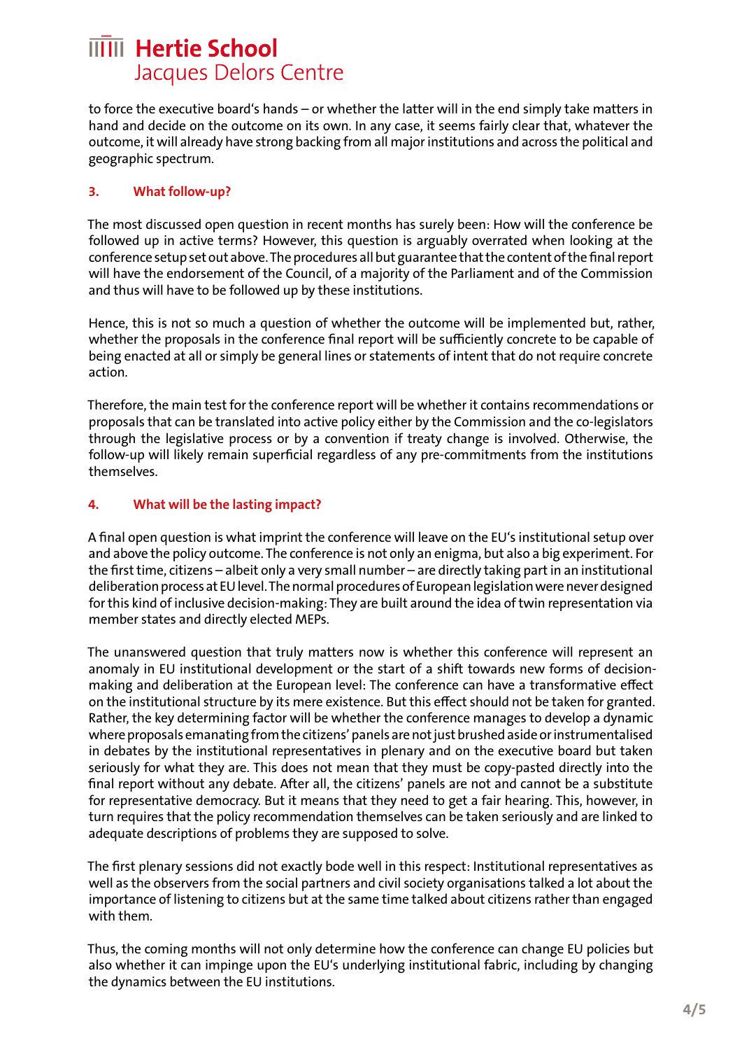to force the executive board's hands – or whether the latter will in the end simply take matters in hand and decide on the outcome on its own. In any case, it seems fairly clear that, whatever the outcome, it will already have strong backing from all major institutions and across the political and geographic spectrum.

### 3. What follow-up?

The most discussed open question in recent months has surely been: How will the conference be followed up in active terms? However, this question is arguably overrated when looking at the conference setup set out above. The procedures all but guarantee that the content of the final report will have the endorsement of the Council, of a majority of the Parliament and of the Commission and thus will have to be followed up by these institutions.

Hence, this is not so much a question of whether the outcome will be implemented but, rather, whether the proposals in the conference final report will be sufficiently concrete to be capable of being enacted at all or simply be general lines or statements of intent that do not require concrete action.

Therefore, the main test for the conference report will be whether it contains recommendations or proposals that can be translated into active policy either by the Commission and the co-legislators through the legislative process or by a convention if treaty change is involved. Otherwise, the follow-up will likely remain superficial regardless of any pre-commitments from the institutions themselves.

### 4. What will be the lasting impact?

A final open question is what imprint the conference will leave on the EU's institutional setup over and above the policy outcome. The conference is not only an enigma, but also a big experiment. For the first time, citizens – albeit only a very small number – are directly taking part in an institutional deliberation process at EU level. The normal procedures of European legislation were never designed for this kind of inclusive decision-making: They are built around the idea of twin representation via member states and directly elected MEPs.

The unanswered question that truly matters now is whether this conference will represent an anomaly in EU institutional development or the start of a shift towards new forms of decision-making and deliberation at the European level: The conference can have a transformative effect on the institutional structure by its mere existence. But this effect should not be taken for granted. Rather, the key determining factor will be whether the conference manages to develop a dynamic where proposals emanating from the citizens' panels are not just brushed aside or instrumentalised in debates by the institutional representatives in plenary and on the executive board but taken seriously for what they are. This does not mean that they must be copy-pasted directly into the final report without any debate. After all, the citizens' panels are not and cannot be a substitute for representative democracy. But it means that they need to get a fair hearing. This, however, in turn requires that the policy recommendation themselves can be taken seriously and are linked to adequate descriptions of problems they are supposed to solve.

The first plenary sessions did not exactly bode well in this respect: Institutional representatives as well as the observers from the social partners and civil society organisations talked a lot about the importance of listening to citizens but at the same time talked about citizens rather than engaged with them.

Thus, the coming months will not only determine how the conference can change EU policies but also whether it can impinge upon the EU's underlying institutional fabric, including by changing the dynamics between the EU institutions.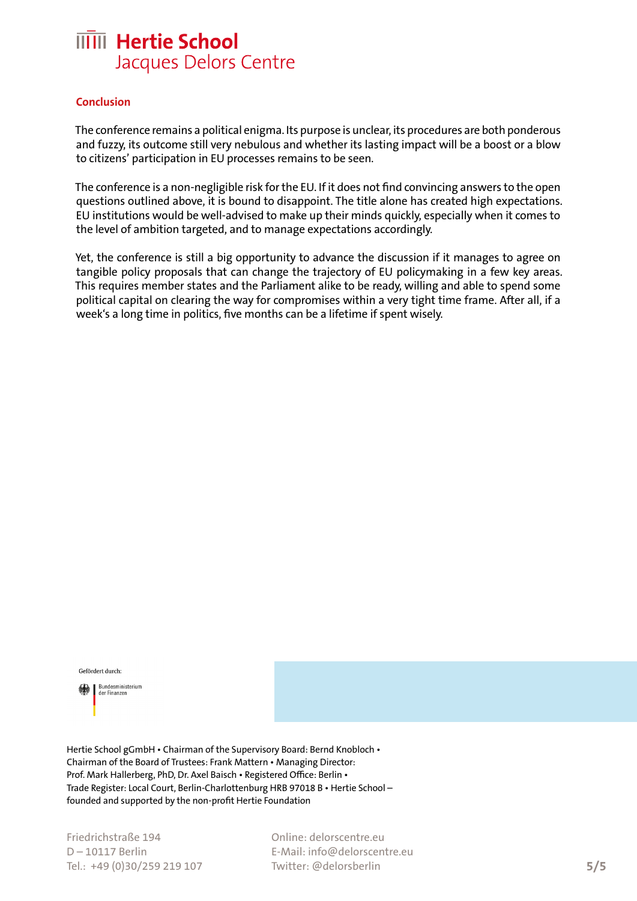## Conclusion

The conference remains a political enigma. Its purpose is unclear, its procedures are both ponderous and fuzzy, its outcome still very nebulous and whether its lasting impact will be a boost or a blow to citizens' participation in EU processes remains to be seen.

The conference is a non-negligible risk for the EU. If it does not find convincing answers to the open questions outlined above, it is bound to disappoint. The title alone has created high expectations. EU institutions would be well-advised to make up their minds quickly, especially when it comes to the level of ambition targeted, and to manage expectations accordingly.

Yet, the conference is still a big opportunity to advance the discussion if it manages to agree on tangible policy proposals that can change the trajectory of EU policymaking in a few key areas. This requires member states and the Parliament alike to be ready, willing and able to spend some political capital on clearing the way for compromises within a very tight time frame. After all, if a week's a long time in politics, five months can be a lifetime if spent wisely.

Gefördert durch:

Bundesministerium der Finanzen

Hertie School gGmbH • Chairman of the Supervisory Board: Bernd Knobloch • Chairman of the Board of Trustees: Frank Mattern • Managing Director: Prof. Mark Hallerberg, PhD, Dr. Axel Baisch • Registered Office: Berlin • Trade Register: Local Court, Berlin-Charlottenburg HRB 97018 B • Hertie School – founded and supported by the non-profit Hertie Foundation

Friedrichstraße 194
D – 10117 Berlin
Tel.: +49 (0)30/259 219 107

Online: delorscentre.eu
E-Mail: info@delorscentre.eu
Twitter: @delorsberlin